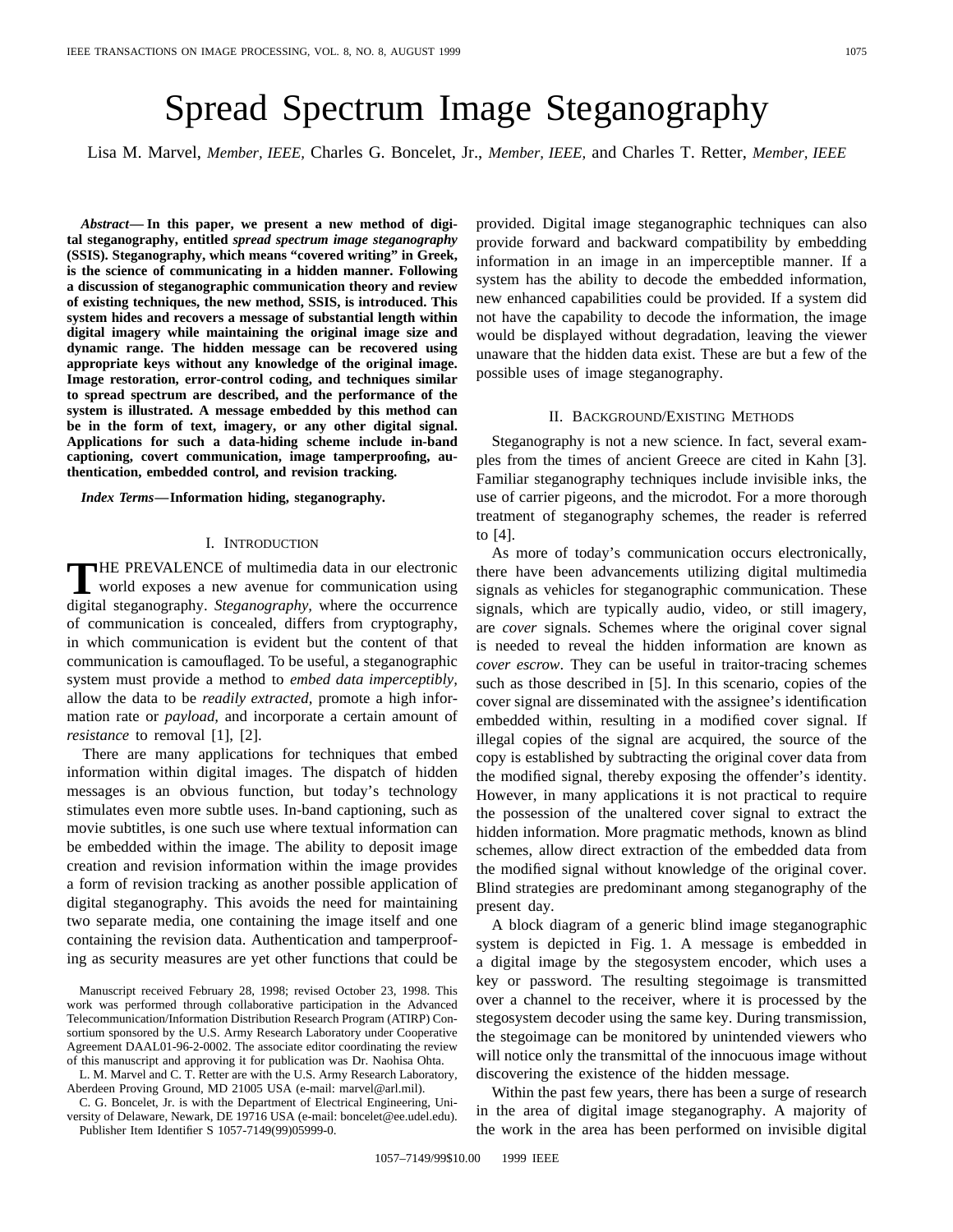# Spread Spectrum Image Steganography

Lisa M. Marvel, *Member, IEEE,* Charles G. Boncelet, Jr., *Member, IEEE,* and Charles T. Retter, *Member, IEEE*

***Abstract*— In this paper, we present a new method of digital steganography, entitled *spread spectrum image steganography* (SSIS). Steganography, which means "covered writing" in Greek, is the science of communicating in a hidden manner. Following a discussion of steganographic communication theory and review of existing techniques, the new method, SSIS, is introduced. This system hides and recovers a message of substantial length within digital imagery while maintaining the original image size and dynamic range. The hidden message can be recovered using appropriate keys without any knowledge of the original image. Image restoration, error-control coding, and techniques similar to spread spectrum are described, and the performance of the system is illustrated. A message embedded by this method can be in the form of text, imagery, or any other digital signal. Applications for such a data-hiding scheme include in-band captioning, covert communication, image tamperproofing, authentication, embedded control, and revision tracking.**

***Index Terms*—Information hiding, steganography.**

## I. Introduction

The prevalence of multimedia data in our electronic world exposes a new avenue for communication using digital steganography. *Steganography,* where the occurrence of communication is concealed, differs from cryptography, in which communication is evident but the content of that communication is camouflaged. To be useful, a steganographic system must provide a method to *embed data imperceptibly,* allow the data to be *readily extracted,* promote a high information rate or *payload,* and incorporate a certain amount of *resistance* to removal [1], [2].

There are many applications for techniques that embed information within digital images. The dispatch of hidden messages is an obvious function, but today's technology stimulates even more subtle uses. In-band captioning, such as movie subtitles, is one such use where textual information can be embedded within the image. The ability to deposit image creation and revision information within the image provides a form of revision tracking as another possible application of digital steganography. This avoids the need for maintaining two separate media, one containing the image itself and one containing the revision data. Authentication and tamperproofing as security measures are yet other functions that could be provided. Digital image steganographic techniques can also provide forward and backward compatibility by embedding information in an image in an imperceptible manner. If a system has the ability to decode the embedded information, new enhanced capabilities could be provided. If a system did not have the capability to decode the information, the image would be displayed without degradation, leaving the viewer unaware that the hidden data exist. These are but a few of the possible uses of image steganography.

Manuscript received February 28, 1998; revised October 23, 1998. This work was performed through collaborative participation in the Advanced Telecommunication/Information Distribution Research Program (ATIRP) Consortium sponsored by the U.S. Army Research Laboratory under Cooperative Agreement DAAL01-96-2-0002. The associate editor coordinating the review of this manuscript and approving it for publication was Dr. Naohisa Ohta.

L. M. Marvel and C. T. Retter are with the U.S. Army Research Laboratory, Aberdeen Proving Ground, MD 21005 USA (e-mail: marvel@arl.mil).

C. G. Boncelet, Jr. is with the Department of Electrical Engineering, University of Delaware, Newark, DE 19716 USA (e-mail: boncelet@ee.udel.edu).

Publisher Item Identifier S 1057-7149(99)05999-0.

## II. Background/Existing Methods

Steganography is not a new science. In fact, several examples from the times of ancient Greece are cited in Kahn [3]. Familiar steganography techniques include invisible inks, the use of carrier pigeons, and the microdot. For a more thorough treatment of steganography schemes, the reader is referred to [4].

As more of today's communication occurs electronically, there have been advancements utilizing digital multimedia signals as vehicles for steganographic communication. These signals, which are typically audio, video, or still imagery, are *cover* signals. Schemes where the original cover signal is needed to reveal the hidden information are known as *cover escrow*. They can be useful in traitor-tracing schemes such as those described in [5]. In this scenario, copies of the cover signal are disseminated with the assignee's identification embedded within, resulting in a modified cover signal. If illegal copies of the signal are acquired, the source of the copy is established by subtracting the original cover data from the modified signal, thereby exposing the offender's identity. However, in many applications it is not practical to require the possession of the unaltered cover signal to extract the hidden information. More pragmatic methods, known as blind schemes, allow direct extraction of the embedded data from the modified signal without knowledge of the original cover. Blind strategies are predominant among steganography of the present day.

A block diagram of a generic blind image steganographic system is depicted in Fig. 1. A message is embedded in a digital image by the stegosystem encoder, which uses a key or password. The resulting stegoimage is transmitted over a channel to the receiver, where it is processed by the stegosystem decoder using the same key. During transmission, the stegoimage can be monitored by unintended viewers who will notice only the transmittal of the innocuous image without discovering the existence of the hidden message.

Within the past few years, there has been a surge of research in the area of digital image steganography. A majority of the work in the area has been performed on invisible digital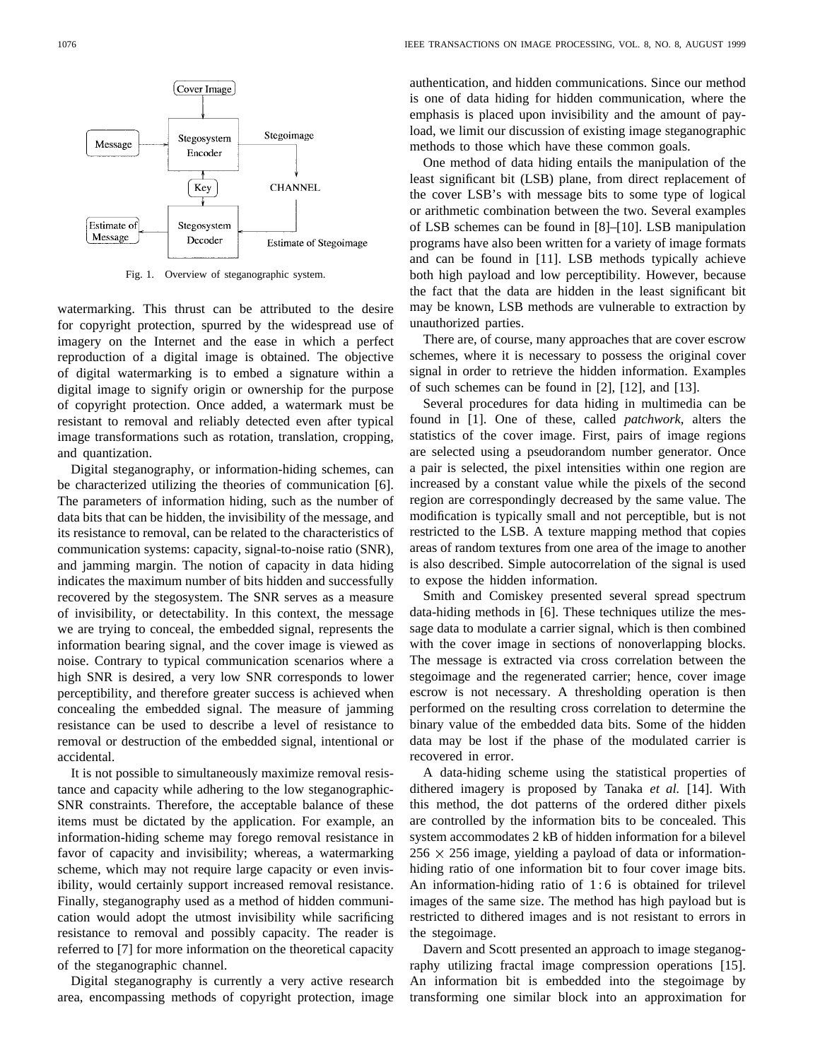Fig. 1. Overview of steganographic system.

watermarking. This thrust can be attributed to the desire for copyright protection, spurred by the widespread use of imagery on the Internet and the ease in which a perfect reproduction of a digital image is obtained. The objective of digital watermarking is to embed a signature within a digital image to signify origin or ownership for the purpose of copyright protection. Once added, a watermark must be resistant to removal and reliably detected even after typical image transformations such as rotation, translation, cropping, and quantization.

Digital steganography, or information-hiding schemes, can be characterized utilizing the theories of communication [6]. The parameters of information hiding, such as the number of data bits that can be hidden, the invisibility of the message, and its resistance to removal, can be related to the characteristics of communication systems: capacity, signal-to-noise ratio (SNR), and jamming margin. The notion of capacity in data hiding indicates the maximum number of bits hidden and successfully recovered by the stegosystem. The SNR serves as a measure of invisibility, or detectability. In this context, the message we are trying to conceal, the embedded signal, represents the information bearing signal, and the cover image is viewed as noise. Contrary to typical communication scenarios where a high SNR is desired, a very low SNR corresponds to lower perceptibility, and therefore greater success is achieved when concealing the embedded signal. The measure of jamming resistance can be used to describe a level of resistance to removal or destruction of the embedded signal, intentional or accidental.

It is not possible to simultaneously maximize removal resistance and capacity while adhering to the low steganographic-SNR constraints. Therefore, the acceptable balance of these items must be dictated by the application. For example, an information-hiding scheme may forego removal resistance in favor of capacity and invisibility; whereas, a watermarking scheme, which may not require large capacity or even invisibility, would certainly support increased removal resistance. Finally, steganography used as a method of hidden communication would adopt the utmost invisibility while sacrificing resistance to removal and possibly capacity. The reader is referred to [7] for more information on the theoretical capacity of the steganographic channel.

Digital steganography is currently a very active research area, encompassing methods of copyright protection, image authentication, and hidden communications. Since our method is one of data hiding for hidden communication, where the emphasis is placed upon invisibility and the amount of payload, we limit our discussion of existing image steganographic methods to those which have these common goals.

One method of data hiding entails the manipulation of the least significant bit (LSB) plane, from direct replacement of the cover LSB's with message bits to some type of logical or arithmetic combination between the two. Several examples of LSB schemes can be found in [8]–[10]. LSB manipulation programs have also been written for a variety of image formats and can be found in [11]. LSB methods typically achieve both high payload and low perceptibility. However, because the fact that the data are hidden in the least significant bit may be known, LSB methods are vulnerable to extraction by unauthorized parties.

There are, of course, many approaches that are cover escrow schemes, where it is necessary to possess the original cover signal in order to retrieve the hidden information. Examples of such schemes can be found in [2], [12], and [13].

Several procedures for data hiding in multimedia can be found in [1]. One of these, called *patchwork*, alters the statistics of the cover image. First, pairs of image regions are selected using a pseudorandom number generator. Once a pair is selected, the pixel intensities within one region are increased by a constant value while the pixels of the second region are correspondingly decreased by the same value. The modification is typically small and not perceptible, but is not restricted to the LSB. A texture mapping method that copies areas of random textures from one area of the image to another is also described. Simple autocorrelation of the signal is used to expose the hidden information.

Smith and Comiskey presented several spread spectrum data-hiding methods in [6]. These techniques utilize the message data to modulate a carrier signal, which is then combined with the cover image in sections of nonoverlapping blocks. The message is extracted via cross correlation between the stegoimage and the regenerated carrier; hence, cover image escrow is not necessary. A thresholding operation is then performed on the resulting cross correlation to determine the binary value of the embedded data bits. Some of the hidden data may be lost if the phase of the modulated carrier is recovered in error.

A data-hiding scheme using the statistical properties of dithered imagery is proposed by Tanaka *et al.* [14]. With this method, the dot patterns of the ordered dither pixels are controlled by the information bits to be concealed. This system accommodates 2 kB of hidden information for a bilevel $256 \times 256$ image, yielding a payload of data or information-hiding ratio of one information bit to four cover image bits. An information-hiding ratio of $1:6$ is obtained for trilevel images of the same size. The method has high payload but is restricted to dithered images and is not resistant to errors in the stegoimage.

Davern and Scott presented an approach to image steganography utilizing fractal image compression operations [15]. An information bit is embedded into the stegoimage by transforming one similar block into an approximation for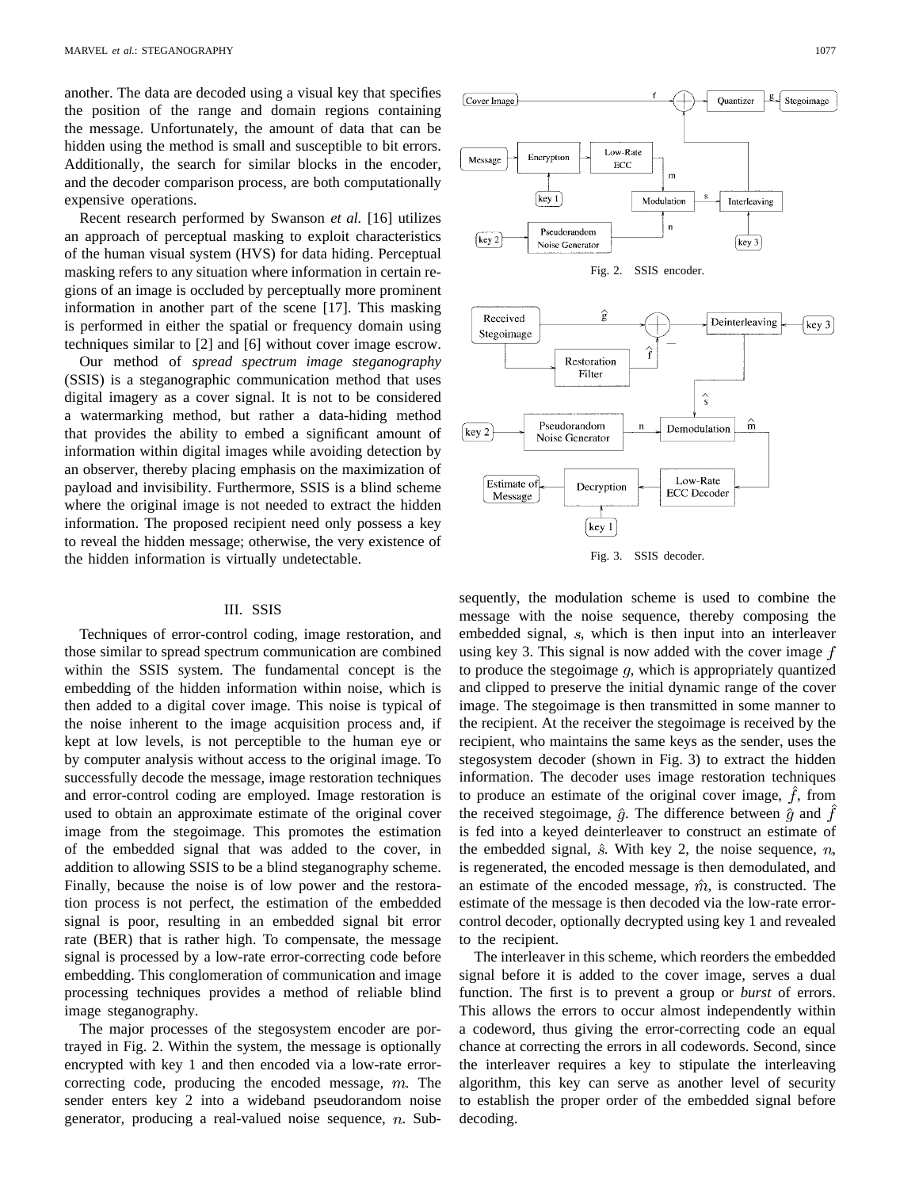another. The data are decoded using a visual key that specifies the position of the range and domain regions containing the message. Unfortunately, the amount of data that can be hidden using the method is small and susceptible to bit errors. Additionally, the search for similar blocks in the encoder, and the decoder comparison process, are both computationally expensive operations.

Recent research performed by Swanson *et al.* [16] utilizes an approach of perceptual masking to exploit characteristics of the human visual system (HVS) for data hiding. Perceptual masking refers to any situation where information in certain regions of an image is occluded by perceptually more prominent information in another part of the scene [17]. This masking is performed in either the spatial or frequency domain using techniques similar to [2] and [6] without cover image escrow.

Our method of *spread spectrum image steganography* (SSIS) is a steganographic communication method that uses digital imagery as a cover signal. It is not to be considered a watermarking method, but rather a data-hiding method that provides the ability to embed a significant amount of information within digital images while avoiding detection by an observer, thereby placing emphasis on the maximization of payload and invisibility. Furthermore, SSIS is a blind scheme where the original image is not needed to extract the hidden information. The proposed recipient need only possess a key to reveal the hidden message; otherwise, the very existence of the hidden information is virtually undetectable.

## III. SSIS

Techniques of error-control coding, image restoration, and those similar to spread spectrum communication are combined within the SSIS system. The fundamental concept is the embedding of the hidden information within noise, which is then added to a digital cover image. This noise is typical of the noise inherent to the image acquisition process and, if kept at low levels, is not perceptible to the human eye or by computer analysis without access to the original image. To successfully decode the message, image restoration techniques and error-control coding are employed. Image restoration is used to obtain an approximate estimate of the original cover image from the stegoimage. This promotes the estimation of the embedded signal that was added to the cover, in addition to allowing SSIS to be a blind steganography scheme. Finally, because the noise is of low power and the restoration process is not perfect, the estimation of the embedded signal is poor, resulting in an embedded signal bit error rate (BER) that is rather high. To compensate, the message signal is processed by a low-rate error-correcting code before embedding. This conglomeration of communication and image processing techniques provides a method of reliable blind image steganography.

The major processes of the stegosystem encoder are portrayed in Fig. 2. Within the system, the message is optionally encrypted with key 1 and then encoded via a low-rate error-correcting code, producing the encoded message, $m$. The sender enters key 2 into a wideband pseudorandom noise generator, producing a real-valued noise sequence, $n$. Subsequently, the modulation scheme is used to combine the message with the noise sequence, thereby composing the embedded signal, $s$, which is then input into an interleaver using key 3. This signal is now added with the cover image $f$ to produce the stegoimage $g$, which is appropriately quantized and clipped to preserve the initial dynamic range of the cover image. The stegoimage is then transmitted in some manner to the recipient. At the receiver the stegoimage is received by the recipient, who maintains the same keys as the sender, uses the stegosystem decoder (shown in Fig. 3) to extract the hidden information. The decoder uses image restoration techniques to produce an estimate of the original cover image, $\hat{f}$, from the received stegoimage, $\hat{g}$. The difference between $\hat{g}$ and $\hat{f}$ is fed into a keyed deinterleaver to construct an estimate of the embedded signal, $\hat{s}$. With key 2, the noise sequence, $n$, is regenerated, the encoded message is then demodulated, and an estimate of the encoded message, $\hat{m}$, is constructed. The estimate of the message is then decoded via the low-rate error-control decoder, optionally decrypted using key 1 and revealed to the recipient.

Fig. 2. SSIS encoder.

Fig. 3. SSIS decoder.

The interleaver in this scheme, which reorders the embedded signal before it is added to the cover image, serves a dual function. The first is to prevent a group or *burst* of errors. This allows the errors to occur almost independently within a codeword, thus giving the error-correcting code an equal chance at correcting the errors in all codewords. Second, since the interleaver requires a key to stipulate the interleaving algorithm, this key can serve as another level of security to establish the proper order of the embedded signal before decoding.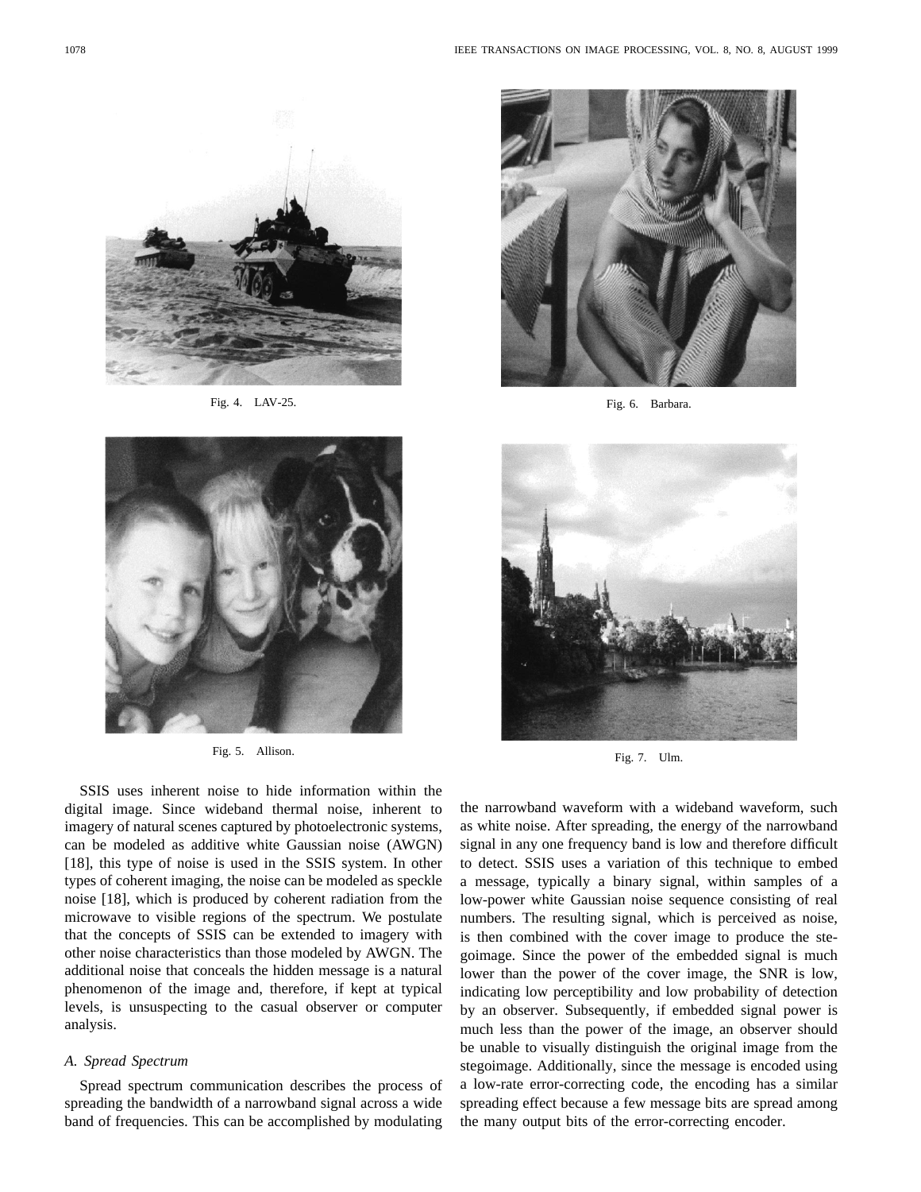Fig. 4. LAV-25.

Fig. 6. Barbara.

Fig. 5. Allison.

Fig. 7. Ulm.

SSIS uses inherent noise to hide information within the digital image. Since wideband thermal noise, inherent to imagery of natural scenes captured by photoelectronic systems, can be modeled as additive white Gaussian noise (AWGN) [18], this type of noise is used in the SSIS system. In other types of coherent imaging, the noise can be modeled as speckle noise [18], which is produced by coherent radiation from the microwave to visible regions of the spectrum. We postulate that the concepts of SSIS can be extended to imagery with other noise characteristics than those modeled by AWGN. The additional noise that conceals the hidden message is a natural phenomenon of the image and, therefore, if kept at typical levels, is unsuspecting to the casual observer or computer analysis.

### A. Spread Spectrum

Spread spectrum communication describes the process of spreading the bandwidth of a narrowband signal across a wide band of frequencies. This can be accomplished by modulating the narrowband waveform with a wideband waveform, such as white noise. After spreading, the energy of the narrowband signal in any one frequency band is low and therefore difficult to detect. SSIS uses a variation of this technique to embed a message, typically a binary signal, within samples of a low-power white Gaussian noise sequence consisting of real numbers. The resulting signal, which is perceived as noise, is then combined with the cover image to produce the stegoimage. Since the power of the embedded signal is much lower than the power of the cover image, the SNR is low, indicating low perceptibility and low probability of detection by an observer. Subsequently, if embedded signal power is much less than the power of the image, an observer should be unable to visually distinguish the original image from the stegoimage. Additionally, since the message is encoded using a low-rate error-correcting code, the encoding has a similar spreading effect because a few message bits are spread among the many output bits of the error-correcting encoder.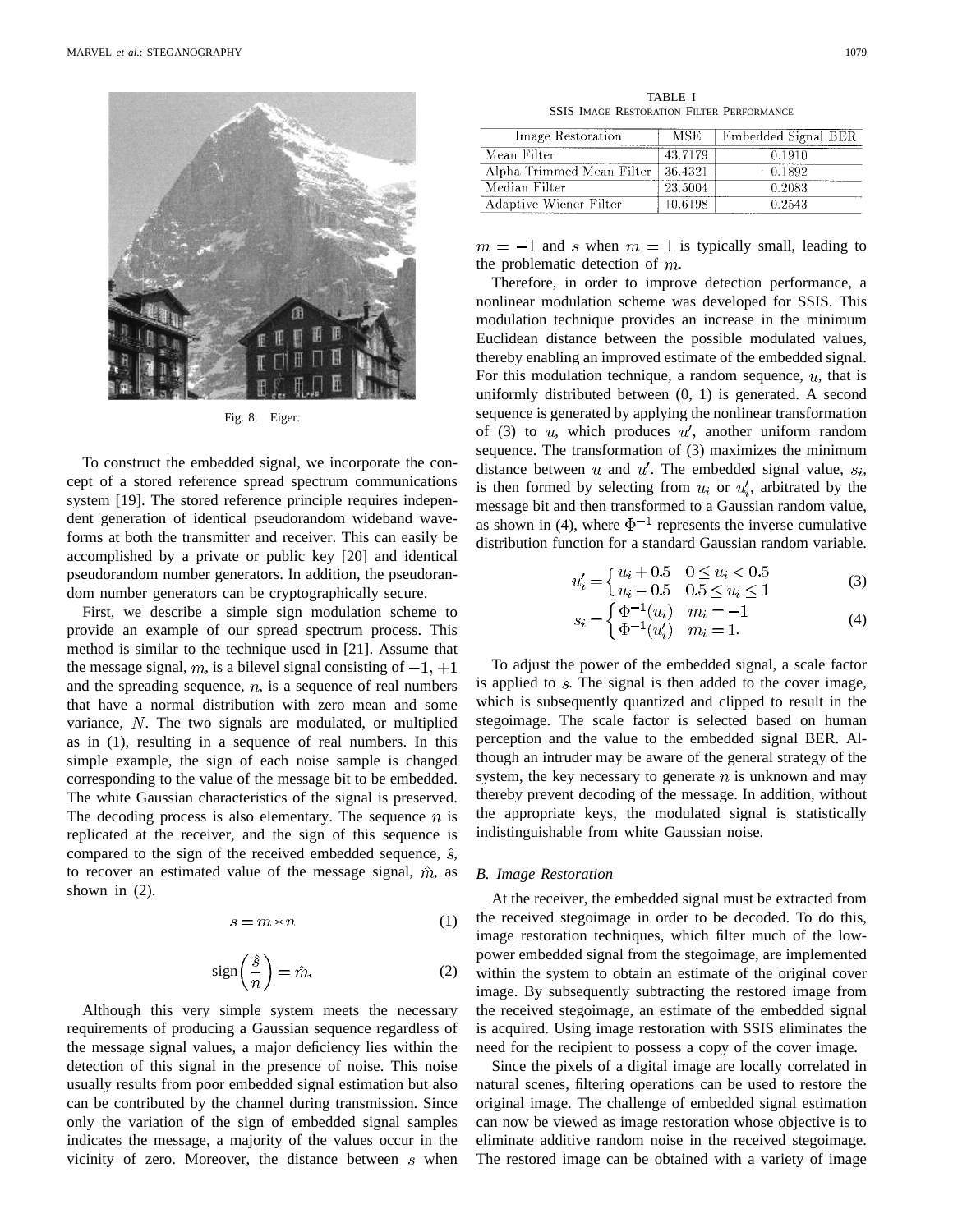Fig. 8. Eiger.

To construct the embedded signal, we incorporate the concept of a stored reference spread spectrum communications system [19]. The stored reference principle requires independent generation of identical pseudorandom wideband waveforms at both the transmitter and receiver. This can easily be accomplished by a private or public key [20] and identical pseudorandom number generators. In addition, the pseudorandom number generators can be cryptographically secure.

First, we describe a simple sign modulation scheme to provide an example of our spread spectrum process. This method is similar to the technique used in [21]. Assume that the message signal, $m$, is a bilevel signal consisting of $-1, +1$ and the spreading sequence, $n$, is a sequence of real numbers that have a normal distribution with zero mean and some variance, $N$. The two signals are modulated, or multiplied as in (1), resulting in a sequence of real numbers. In this simple example, the sign of each noise sample is changed corresponding to the value of the message bit to be embedded. The white Gaussian characteristics of the signal is preserved. The decoding process is also elementary. The sequence $n$ is replicated at the receiver, and the sign of this sequence is compared to the sign of the received embedded sequence, $\hat{s}$, to recover an estimated value of the message signal, $\hat{m}$, as shown in (2).

$$s = m * n \tag{1}$$

$$\operatorname{sign}\left(\frac{\hat{s}}{n}\right) = \hat{m}. \tag{2}$$

Although this very simple system meets the necessary requirements of producing a Gaussian sequence regardless of the message signal values, a major deficiency lies within the detection of this signal in the presence of noise. This noise usually results from poor embedded signal estimation but also can be contributed by the channel during transmission. Since only the variation of the sign of embedded signal samples indicates the message, a majority of the values occur in the vicinity of zero. Moreover, the distance between $s$ when $m = -1$ and $s$ when $m = 1$ is typically small, leading to the problematic detection of $m$.

Therefore, in order to improve detection performance, a nonlinear modulation scheme was developed for SSIS. This modulation technique provides an increase in the minimum Euclidean distance between the possible modulated values, thereby enabling an improved estimate of the embedded signal. For this modulation technique, a random sequence, $u$, that is uniformly distributed between (0, 1) is generated. A second sequence is generated by applying the nonlinear transformation of (3) to $u$, which produces $u'$, another uniform random sequence. The transformation of (3) maximizes the minimum distance between $u$ and $u'$. The embedded signal value, $s_i$, is then formed by selecting from $u_i$ or $u'_i$, arbitrated by the message bit and then transformed to a Gaussian random value, as shown in (4), where $\Phi^{-1}$ represents the inverse cumulative distribution function for a standard Gaussian random variable.

$$u'_i = \begin{cases} u_i + 0.5 & 0 \le u_i < 0.5 \\ u_i - 0.5 & 0.5 \le u_i \le 1 \end{cases} \tag{3}$$

$$s_i = \begin{cases} \Phi^{-1}(u_i) & m_i = -1 \\ \Phi^{-1}(u'_i) & m_i = 1. \end{cases} \tag{4}$$

To adjust the power of the embedded signal, a scale factor is applied to $s$. The signal is then added to the cover image, which is subsequently quantized and clipped to result in the stegoimage. The scale factor is selected based on human perception and the value to the embedded signal BER. Although an intruder may be aware of the general strategy of the system, the key necessary to generate $n$ is unknown and may thereby prevent decoding of the message. In addition, without the appropriate keys, the modulated signal is statistically indistinguishable from white Gaussian noise.

TABLE I
SSIS Image Restoration Filter Performance

| Image Restoration | MSE | Embedded Signal BER |
|---|---|---|
| Mean Filter | 43.7179 | 0.1910 |
| Alpha-Trimmed Mean Filter | 36.4321 | 0.1892 |
| Median Filter | 23.5004 | 0.2083 |
| Adaptive Wiener Filter | 10.6198 | 0.2543 |

### B. Image Restoration

At the receiver, the embedded signal must be extracted from the received stegoimage in order to be decoded. To do this, image restoration techniques, which filter much of the low-power embedded signal from the stegoimage, are implemented within the system to obtain an estimate of the original cover image. By subsequently subtracting the restored image from the received stegoimage, an estimate of the embedded signal is acquired. Using image restoration with SSIS eliminates the need for the recipient to possess a copy of the cover image.

Since the pixels of a digital image are locally correlated in natural scenes, filtering operations can be used to restore the original image. The challenge of embedded signal estimation can now be viewed as image restoration whose objective is to eliminate additive random noise in the received stegoimage. The restored image can be obtained with a variety of image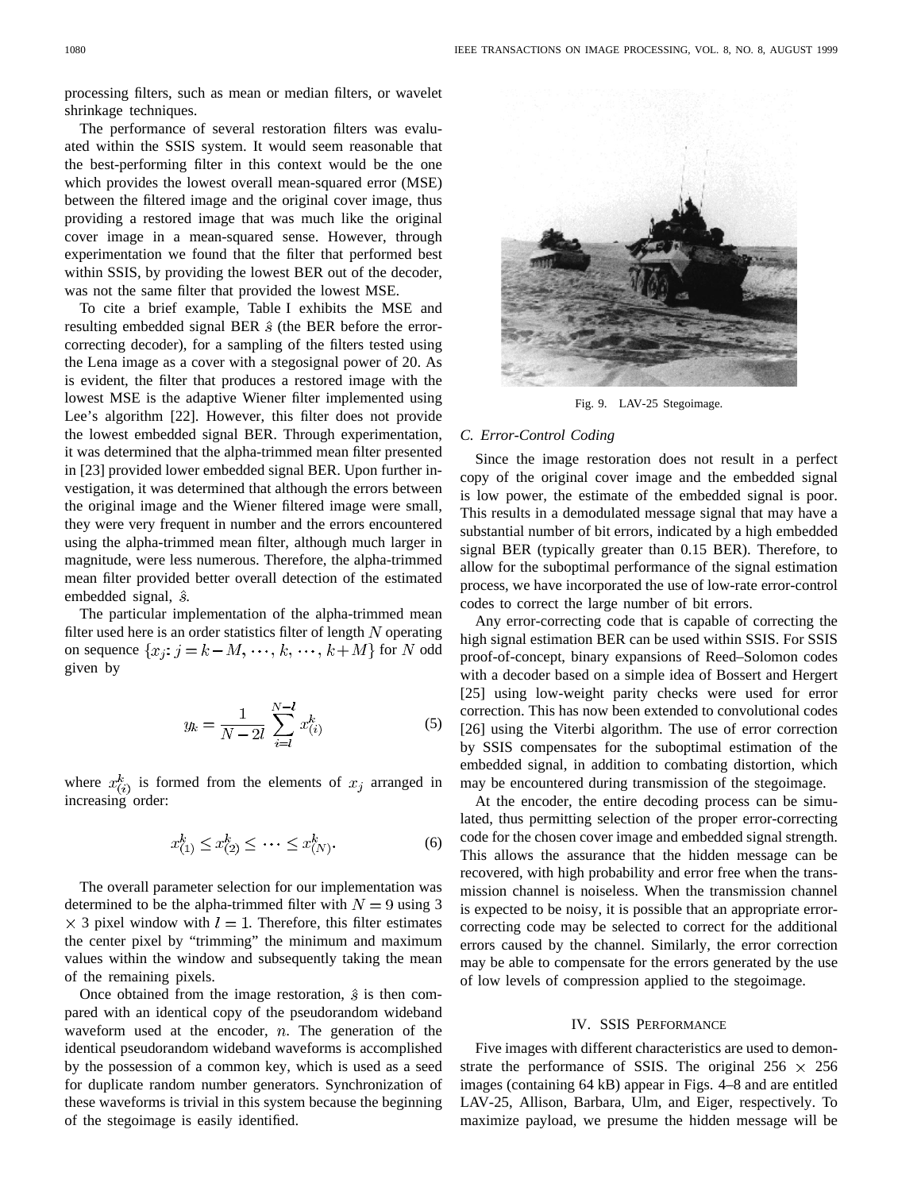processing filters, such as mean or median filters, or wavelet shrinkage techniques.

The performance of several restoration filters was evaluated within the SSIS system. It would seem reasonable that the best-performing filter in this context would be the one which provides the lowest overall mean-squared error (MSE) between the filtered image and the original cover image, thus providing a restored image that was much like the original cover image in a mean-squared sense. However, through experimentation we found that the filter that performed best within SSIS, by providing the lowest BER out of the decoder, was not the same filter that provided the lowest MSE.

To cite a brief example, Table I exhibits the MSE and resulting embedded signal BER $\hat{s}$ (the BER before the error-correcting decoder), for a sampling of the filters tested using the Lena image as a cover with a stegosignal power of 20. As is evident, the filter that produces a restored image with the lowest MSE is the adaptive Wiener filter implemented using Lee's algorithm [22]. However, this filter does not provide the lowest embedded signal BER. Through experimentation, it was determined that the alpha-trimmed mean filter presented in [23] provided lower embedded signal BER. Upon further investigation, it was determined that although the errors between the original image and the Wiener filtered image were small, they were very frequent in number and the errors encountered using the alpha-trimmed mean filter, although much larger in magnitude, were less numerous. Therefore, the alpha-trimmed mean filter provided better overall detection of the estimated embedded signal, $\hat{s}$.

The particular implementation of the alpha-trimmed mean filter used here is an order statistics filter of length $N$ operating on sequence $\{x_j: j = k-M, \cdots, k, \cdots, k+M\}$ for $N$ odd given by

$$y_k = \frac{1}{N-2l} \sum_{i=l}^{N-l} x_{(i)}^k \tag{5}$$

where $x_{(i)}^k$ is formed from the elements of $x_j$ arranged in increasing order:

$$x_{(1)}^k \leq x_{(2)}^k \leq \cdots \leq x_{(N)}^k. \tag{6}$$

The overall parameter selection for our implementation was determined to be the alpha-trimmed filter with $N = 9$ using $3 \times 3$ pixel window with $l = 1$. Therefore, this filter estimates the center pixel by "trimming" the minimum and maximum values within the window and subsequently taking the mean of the remaining pixels.

Once obtained from the image restoration, $\hat{s}$ is then compared with an identical copy of the pseudorandom wideband waveform used at the encoder, $n$. The generation of the identical pseudorandom wideband waveforms is accomplished by the possession of a common key, which is used as a seed for duplicate random number generators. Synchronization of these waveforms is trivial in this system because the beginning of the stegoimage is easily identified.

Fig. 9. LAV-25 Stegoimage.

### C. Error-Control Coding

Since the image restoration does not result in a perfect copy of the original cover image and the embedded signal is low power, the estimate of the embedded signal is poor. This results in a demodulated message signal that may have a substantial number of bit errors, indicated by a high embedded signal BER (typically greater than 0.15 BER). Therefore, to allow for the suboptimal performance of the signal estimation process, we have incorporated the use of low-rate error-control codes to correct the large number of bit errors.

Any error-correcting code that is capable of correcting the high signal estimation BER can be used within SSIS. For SSIS proof-of-concept, binary expansions of Reed–Solomon codes with a decoder based on a simple idea of Bossert and Hergert [25] using low-weight parity checks were used for error correction. This has now been extended to convolutional codes [26] using the Viterbi algorithm. The use of error correction by SSIS compensates for the suboptimal estimation of the embedded signal, in addition to combating distortion, which may be encountered during transmission of the stegoimage.

At the encoder, the entire decoding process can be simulated, thus permitting selection of the proper error-correcting code for the chosen cover image and embedded signal strength. This allows the assurance that the hidden message can be recovered, with high probability and error free when the transmission channel is noiseless. When the transmission channel is expected to be noisy, it is possible that an appropriate error-correcting code may be selected to correct for the additional errors caused by the channel. Similarly, the error correction may be able to compensate for the errors generated by the use of low levels of compression applied to the stegoimage.

## IV. SSIS Performance

Five images with different characteristics are used to demonstrate the performance of SSIS. The original $256 \times 256$ images (containing 64 kB) appear in Figs. 4–8 and are entitled LAV-25, Allison, Barbara, Ulm, and Eiger, respectively. To maximize payload, we presume the hidden message will be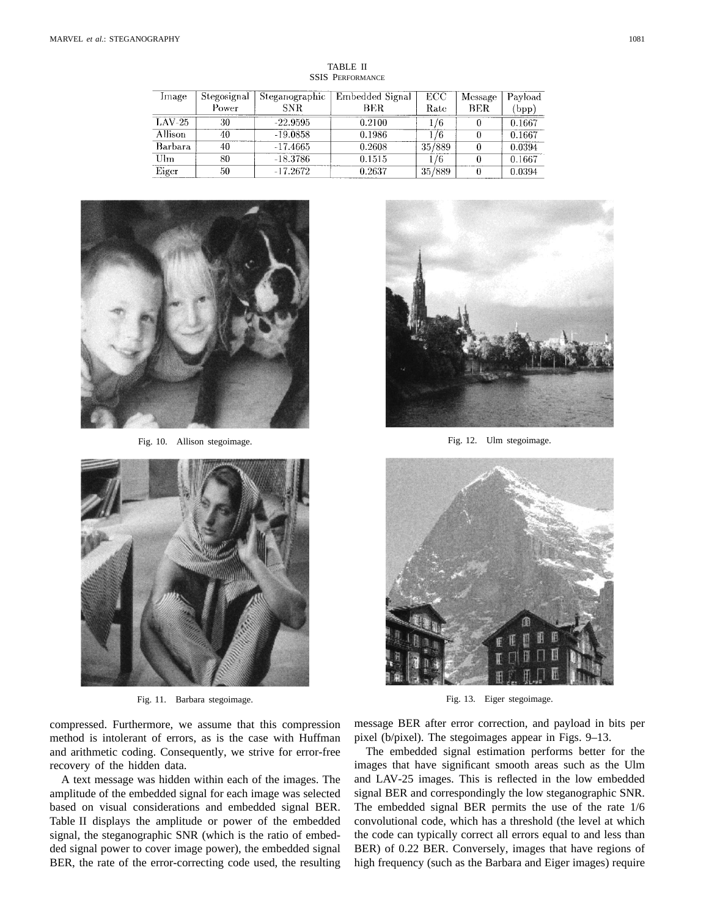TABLE II
SSIS PERFORMANCE

| Image | Stegosignal Power | Steganographic SNR | Embedded Signal BER | ECC Rate | Message BER | Payload (bpp) |
|---|---|---|---|---|---|---|
| LAV-25 | 30 | -22.9595 | 0.2100 | 1/6 | 0 | 0.1667 |
| Allison | 40 | -19.0858 | 0.1986 | 1/6 | 0 | 0.1667 |
| Barbara | 40 | -17.4665 | 0.2608 | 35/889 | 0 | 0.0394 |
| Ulm | 80 | -18.3786 | 0.1515 | 1/6 | 0 | 0.1667 |
| Eiger | 50 | -17.2672 | 0.2637 | 35/889 | 0 | 0.0394 |

Fig. 10. Allison stegoimage.

Fig. 12. Ulm stegoimage.

Fig. 11. Barbara stegoimage.

Fig. 13. Eiger stegoimage.

compressed. Furthermore, we assume that this compression method is intolerant of errors, as is the case with Huffman and arithmetic coding. Consequently, we strive for error-free recovery of the hidden data.

A text message was hidden within each of the images. The amplitude of the embedded signal for each image was selected based on visual considerations and embedded signal BER. Table II displays the amplitude or power of the embedded signal, the steganographic SNR (which is the ratio of embedded signal power to cover image power), the embedded signal BER, the rate of the error-correcting code used, the resulting message BER after error correction, and payload in bits per pixel (b/pixel). The stegoimages appear in Figs. 9–13.

The embedded signal estimation performs better for the images that have significant smooth areas such as the Ulm and LAV-25 images. This is reflected in the low embedded signal BER and correspondingly the low steganographic SNR. The embedded signal BER permits the use of the rate 1/6 convolutional code, which has a threshold (the level at which the code can typically correct all errors equal to and less than BER) of 0.22 BER. Conversely, images that have regions of high frequency (such as the Barbara and Eiger images) require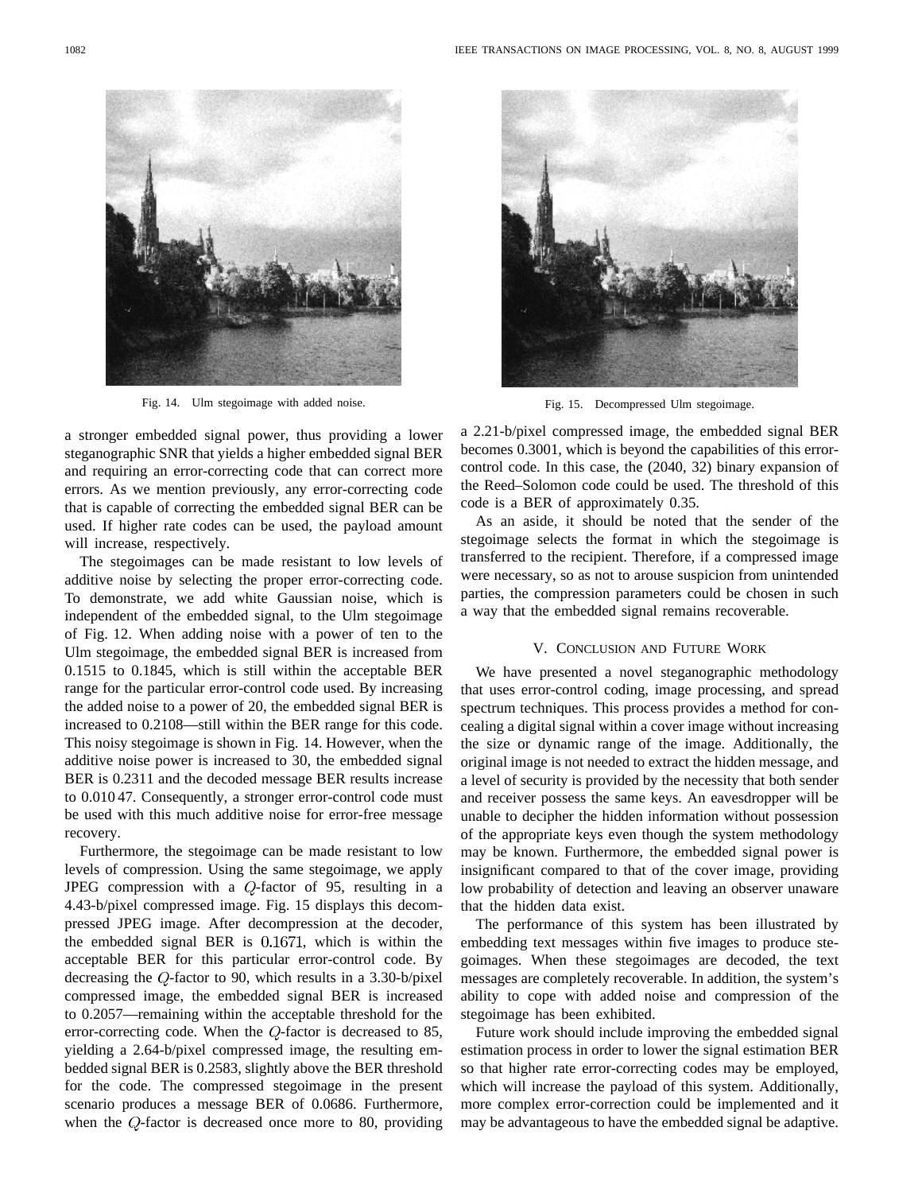Fig. 14. Ulm stegoimage with added noise.

Fig. 15. Decompressed Ulm stegoimage.

a stronger embedded signal power, thus providing a lower steganographic SNR that yields a higher embedded signal BER and requiring an error-correcting code that can correct more errors. As we mention previously, any error-correcting code that is capable of correcting the embedded signal BER can be used. If higher rate codes can be used, the payload amount will increase, respectively.

The stegoimages can be made resistant to low levels of additive noise by selecting the proper error-correcting code. To demonstrate, we add white Gaussian noise, which is independent of the embedded signal, to the Ulm stegoimage of Fig. 12. When adding noise with a power of ten to the Ulm stegoimage, the embedded signal BER is increased from 0.1515 to 0.1845, which is still within the acceptable BER range for the particular error-control code used. By increasing the added noise to a power of 20, the embedded signal BER is increased to 0.2108—still within the BER range for this code. This noisy stegoimage is shown in Fig. 14. However, when the additive noise power is increased to 30, the embedded signal BER is 0.2311 and the decoded message BER results increase to 0.010 47. Consequently, a stronger error-control code must be used with this much additive noise for error-free message recovery.

Furthermore, the stegoimage can be made resistant to low levels of compression. Using the same stegoimage, we apply JPEG compression with a $Q$-factor of 95, resulting in a 4.43-b/pixel compressed image. Fig. 15 displays this decompressed JPEG image. After decompression at the decoder, the embedded signal BER is 0.1671, which is within the acceptable BER for this particular error-control code. By decreasing the $Q$-factor to 90, which results in a 3.30-b/pixel compressed image, the embedded signal BER is increased to 0.2057—remaining within the acceptable threshold for the error-correcting code. When the $Q$-factor is decreased to 85, yielding a 2.64-b/pixel compressed image, the resulting embedded signal BER is 0.2583, slightly above the BER threshold for the code. The compressed stegoimage in the present scenario produces a message BER of 0.0686. Furthermore, when the $Q$-factor is decreased once more to 80, providing a 2.21-b/pixel compressed image, the embedded signal BER becomes 0.3001, which is beyond the capabilities of this error-control code. In this case, the (2040, 32) binary expansion of the Reed–Solomon code could be used. The threshold of this code is a BER of approximately 0.35.

As an aside, it should be noted that the sender of the stegoimage selects the format in which the stegoimage is transferred to the recipient. Therefore, if a compressed image were necessary, so as not to arouse suspicion from unintended parties, the compression parameters could be chosen in such a way that the embedded signal remains recoverable.

## V. Conclusion and Future Work

We have presented a novel steganographic methodology that uses error-control coding, image processing, and spread spectrum techniques. This process provides a method for concealing a digital signal within a cover image without increasing the size or dynamic range of the image. Additionally, the original image is not needed to extract the hidden message, and a level of security is provided by the necessity that both sender and receiver possess the same keys. An eavesdropper will be unable to decipher the hidden information without possession of the appropriate keys even though the system methodology may be known. Furthermore, the embedded signal power is insignificant compared to that of the cover image, providing low probability of detection and leaving an observer unaware that the hidden data exist.

The performance of this system has been illustrated by embedding text messages within five images to produce stegoimages. When these stegoimages are decoded, the text messages are completely recoverable. In addition, the system's ability to cope with added noise and compression of the stegoimage has been exhibited.

Future work should include improving the embedded signal estimation process in order to lower the signal estimation BER so that higher rate error-correcting codes may be employed, which will increase the payload of this system. Additionally, more complex error-correction could be implemented and it may be advantageous to have the embedded signal be adaptive.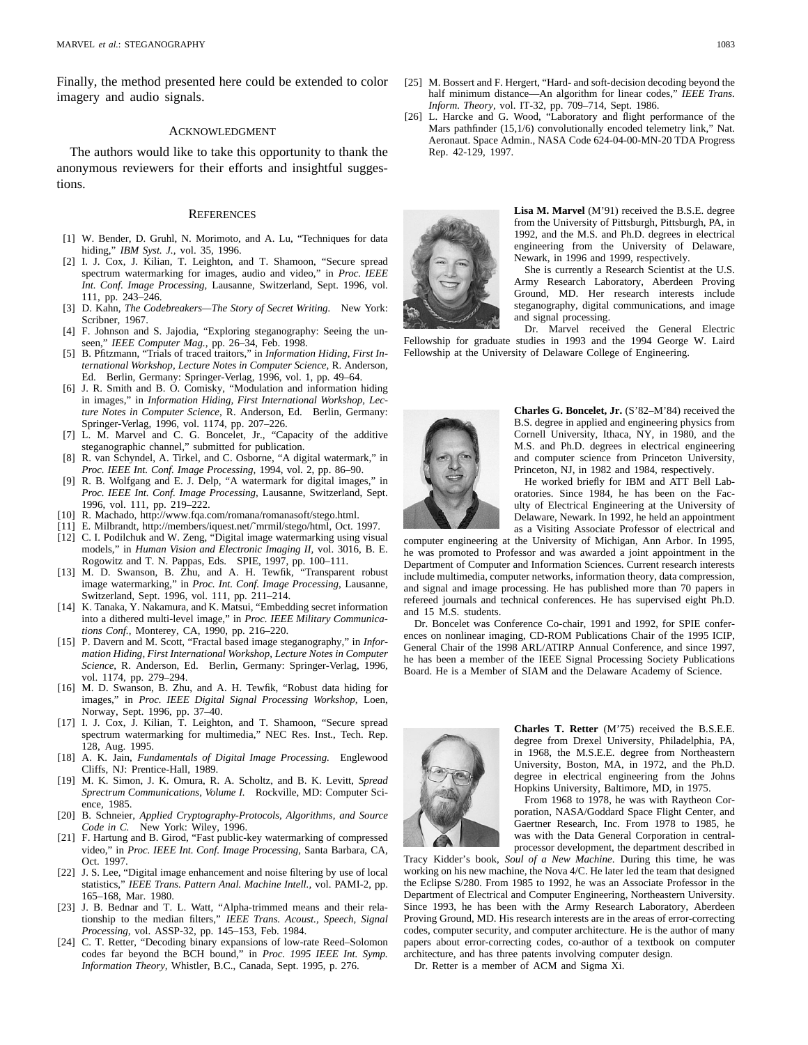Finally, the method presented here could be extended to color imagery and audio signals.

## Acknowledgment

The authors would like to take this opportunity to thank the anonymous reviewers for their efforts and insightful suggestions.

## References

[1] W. Bender, D. Gruhl, N. Morimoto, and A. Lu, "Techniques for data hiding," *IBM Syst. J.*, vol. 35, 1996.

[2] I. J. Cox, J. Kilian, T. Leighton, and T. Shamoon, "Secure spread spectrum watermarking for images, audio and video," in *Proc. IEEE Int. Conf. Image Processing*, Lausanne, Switzerland, Sept. 1996, vol. 111, pp. 243–246.

[3] D. Kahn, *The Codebreakers—The Story of Secret Writing*. New York: Scribner, 1967.

[4] F. Johnson and S. Jajodia, "Exploring steganography: Seeing the unseen," *IEEE Computer Mag.*, pp. 26–34, Feb. 1998.

[5] B. Pfitzmann, "Trials of traced traitors," in *Information Hiding, First International Workshop, Lecture Notes in Computer Science*, R. Anderson, Ed. Berlin, Germany: Springer-Verlag, 1996, vol. 1, pp. 49–64.

[6] J. R. Smith and B. O. Comisky, "Modulation and information hiding in images," in *Information Hiding, First International Workshop, Lecture Notes in Computer Science*, R. Anderson, Ed. Berlin, Germany: Springer-Verlag, 1996, vol. 1174, pp. 207–226.

[7] L. M. Marvel and C. G. Boncelet, Jr., "Capacity of the additive steganographic channel," submitted for publication.

[8] R. van Schyndel, A. Tirkel, and C. Osborne, "A digital watermark," in *Proc. IEEE Int. Conf. Image Processing*, 1994, vol. 2, pp. 86–90.

[9] R. B. Wolfgang and E. J. Delp, "A watermark for digital images," in *Proc. IEEE Int. Conf. Image Processing*, Lausanne, Switzerland, Sept. 1996, vol. 111, pp. 219–222.

[10] R. Machado, http://www.fqa.com/romana/romanasoft/stego.html.

[11] E. Milbrandt, http://members/iquest.net/˜mrmil/stego/html, Oct. 1997.

[12] C. I. Podilchuk and W. Zeng, "Digital image watermarking using visual models," in *Human Vision and Electronic Imaging II*, vol. 3016, B. E. Rogowitz and T. N. Pappas, Eds. SPIE, 1997, pp. 100–111.

[13] M. D. Swanson, B. Zhu, and A. H. Tewfik, "Transparent robust image watermarking," in *Proc. Int. Conf. Image Processing*, Lausanne, Switzerland, Sept. 1996, vol. 111, pp. 211–214.

[14] K. Tanaka, Y. Nakamura, and K. Matsui, "Embedding secret information into a dithered multi-level image," in *Proc. IEEE Military Communications Conf.*, Monterey, CA, 1990, pp. 216–220.

[15] P. Davern and M. Scott, "Fractal based image steganography," in *Information Hiding, First International Workshop, Lecture Notes in Computer Science*, R. Anderson, Ed. Berlin, Germany: Springer-Verlag, 1996, vol. 1174, pp. 279–294.

[16] M. D. Swanson, B. Zhu, and A. H. Tewfik, "Robust data hiding for images," in *Proc. IEEE Digital Signal Processing Workshop*, Loen, Norway, Sept. 1996, pp. 37–40.

[17] I. J. Cox, J. Kilian, T. Leighton, and T. Shamoon, "Secure spread spectrum watermarking for multimedia," NEC Res. Inst., Tech. Rep. 128, Aug. 1995.

[18] A. K. Jain, *Fundamentals of Digital Image Processing*. Englewood Cliffs, NJ: Prentice-Hall, 1989.

[19] M. K. Simon, J. K. Omura, R. A. Scholtz, and B. K. Levitt, *Spread Sprectrum Communications, Volume I*. Rockville, MD: Computer Science, 1985.

[20] B. Schneier, *Applied Cryptography-Protocols, Algorithms, and Source Code in C*. New York: Wiley, 1996.

[21] F. Hartung and B. Girod, "Fast public-key watermarking of compressed video," in *Proc. IEEE Int. Conf. Image Processing*, Santa Barbara, CA, Oct. 1997.

[22] J. S. Lee, "Digital image enhancement and noise filtering by use of local statistics," *IEEE Trans. Pattern Anal. Machine Intell.*, vol. PAMI-2, pp. 165–168, Mar. 1980.

[23] J. B. Bednar and T. L. Watt, "Alpha-trimmed means and their relationship to the median filters," *IEEE Trans. Acoust., Speech, Signal Processing*, vol. ASSP-32, pp. 145–153, Feb. 1984.

[24] C. T. Retter, "Decoding binary expansions of low-rate Reed–Solomon codes far beyond the BCH bound," in *Proc. 1995 IEEE Int. Symp. Information Theory*, Whistler, B.C., Canada, Sept. 1995, p. 276.

[25] M. Bossert and F. Hergert, "Hard- and soft-decision decoding beyond the half minimum distance—An algorithm for linear codes," *IEEE Trans. Inform. Theory*, vol. IT-32, pp. 709–714, Sept. 1986.

[26] L. Harcke and G. Wood, "Laboratory and flight performance of the Mars pathfinder (15,1/6) convolutionally encoded telemetry link," Nat. Aeronaut. Space Admin., NASA Code 624-04-00-MN-20 TDA Progress Rep. 42-129, 1997.

**Lisa M. Marvel** (M'91) received the B.S.E. degree from the University of Pittsburgh, Pittsburgh, PA, in 1992, and the M.S. and Ph.D. degrees in electrical engineering from the University of Delaware, Newark, in 1996 and 1999, respectively.

She is currently a Research Scientist at the U.S. Army Research Laboratory, Aberdeen Proving Ground, MD. Her research interests include steganography, digital communications, and image and signal processing.

Dr. Marvel received the General Electric Fellowship for graduate studies in 1993 and the 1994 George W. Laird Fellowship at the University of Delaware College of Engineering.

**Charles G. Boncelet, Jr.** (S'82–M'84) received the B.S. degree in applied and engineering physics from Cornell University, Ithaca, NY, in 1980, and the M.S. and Ph.D. degrees in electrical engineering and computer science from Princeton University, Princeton, NJ, in 1982 and 1984, respectively.

He worked briefly for IBM and ATT Bell Laboratories. Since 1984, he has been on the Faculty of Electrical Engineering at the University of Delaware, Newark. In 1992, he held an appointment as a Visiting Associate Professor of electrical and computer engineering at the University of Michigan, Ann Arbor. In 1995, he was promoted to Professor and was awarded a joint appointment in the Department of Computer and Information Sciences. Current research interests include multimedia, computer networks, information theory, data compression, and signal and image processing. He has published more than 70 papers in refereed journals and technical conferences. He has supervised eight Ph.D. and 15 M.S. students.

Dr. Boncelet was Conference Co-chair, 1991 and 1992, for SPIE conferences on nonlinear imaging, CD-ROM Publications Chair of the 1995 ICIP, General Chair of the 1998 ARL/ATIRP Annual Conference, and since 1997, he has been a member of the IEEE Signal Processing Society Publications Board. He is a Member of SIAM and the Delaware Academy of Science.

**Charles T. Retter** (M'75) received the B.S.E.E. degree from Drexel University, Philadelphia, PA, in 1968, the M.S.E.E. degree from Northeastern University, Boston, MA, in 1972, and the Ph.D. degree in electrical engineering from the Johns Hopkins University, Baltimore, MD, in 1975.

From 1968 to 1978, he was with Raytheon Corporation, NASA/Goddard Space Flight Center, and Gaertner Research, Inc. From 1978 to 1985, he was with the Data General Corporation in central-processor development, the department described in Tracy Kidder's book, *Soul of a New Machine*. During this time, he was working on his new machine, the Nova 4/C. He later led the team that designed the Eclipse S/280. From 1985 to 1992, he was an Associate Professor in the Department of Electrical and Computer Engineering, Northeastern University. Since 1993, he has been with the Army Research Laboratory, Aberdeen Proving Ground, MD. His research interests are in the areas of error-correcting codes, computer security, and computer architecture. He is the author of many papers about error-correcting codes, co-author of a textbook on computer architecture, and has three patents involving computer design.

Dr. Retter is a member of ACM and Sigma Xi.